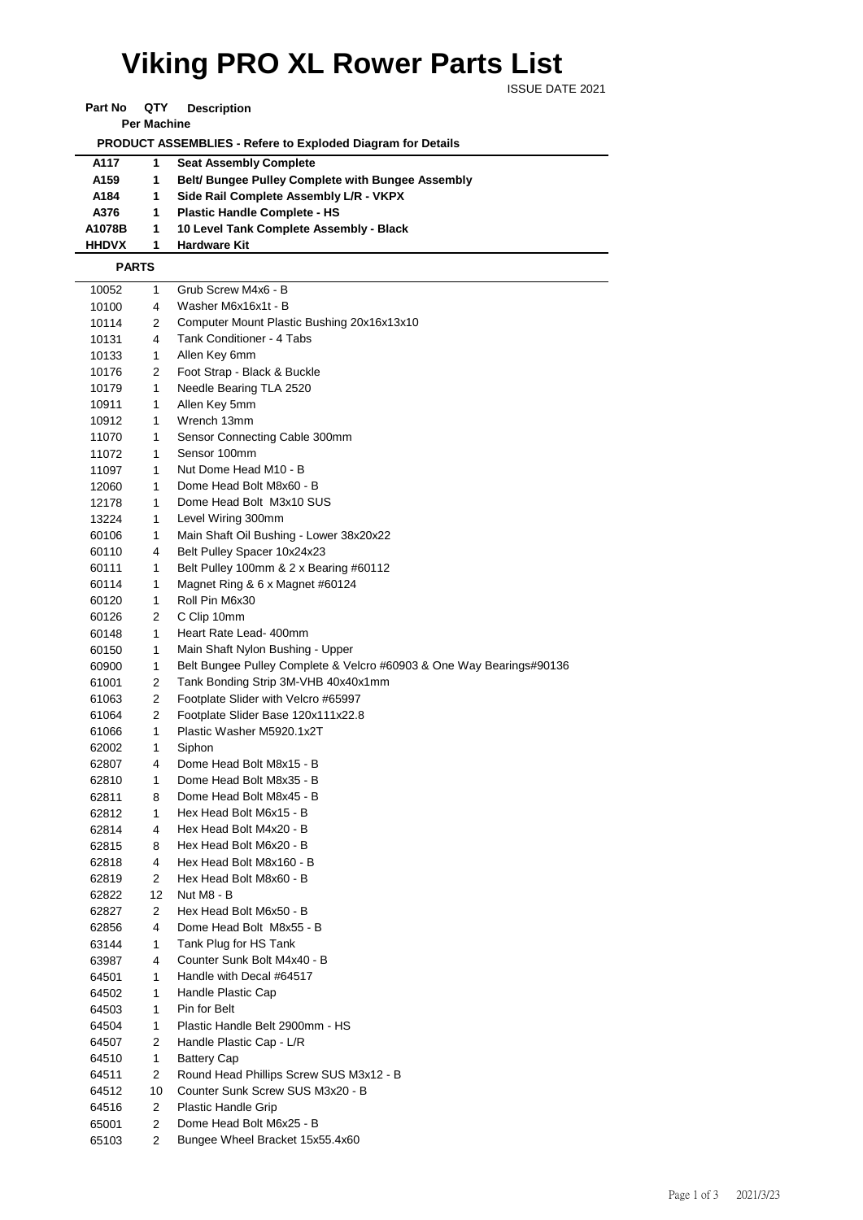# Viking PRO XL Rower Parts List

ISSUE DATE 2021

| Part No | QTY Per Machine | Description |
|---|---|---|
| | | **PRODUCT ASSEMBLIES - Refere to Exploded Diagram for Details** |
| **A117** | **1** | **Seat Assembly Complete** |
| **A159** | **1** | **Belt/ Bungee Pulley Complete with Bungee Assembly** |
| **A184** | **1** | **Side Rail Complete Assembly L/R - VKPX** |
| **A376** | **1** | **Plastic Handle Complete - HS** |
| **A1078B** | **1** | **10 Level Tank Complete Assembly - Black** |
| **HHDVX** | **1** | **Hardware Kit** |
| **PARTS** | | |
| 10052 | 1 | Grub Screw M4x6 - B |
| 10100 | 4 | Washer M6x16x1t - B |
| 10114 | 2 | Computer Mount Plastic Bushing 20x16x13x10 |
| 10131 | 4 | Tank Conditioner - 4 Tabs |
| 10133 | 1 | Allen Key 6mm |
| 10176 | 2 | Foot Strap - Black & Buckle |
| 10179 | 1 | Needle Bearing TLA 2520 |
| 10911 | 1 | Allen Key 5mm |
| 10912 | 1 | Wrench 13mm |
| 11070 | 1 | Sensor Connecting Cable 300mm |
| 11072 | 1 | Sensor 100mm |
| 11097 | 1 | Nut Dome Head M10 - B |
| 12060 | 1 | Dome Head Bolt M8x60 - B |
| 12178 | 1 | Dome Head Bolt M3x10 SUS |
| 13224 | 1 | Level Wiring 300mm |
| 60106 | 1 | Main Shaft Oil Bushing - Lower 38x20x22 |
| 60110 | 4 | Belt Pulley Spacer 10x24x23 |
| 60111 | 1 | Belt Pulley 100mm & 2 x Bearing #60112 |
| 60114 | 1 | Magnet Ring & 6 x Magnet #60124 |
| 60120 | 1 | Roll Pin M6x30 |
| 60126 | 2 | C Clip 10mm |
| 60148 | 1 | Heart Rate Lead- 400mm |
| 60150 | 1 | Main Shaft Nylon Bushing - Upper |
| 60900 | 1 | Belt Bungee Pulley Complete & Velcro #60903 & One Way Bearings#90136 |
| 61001 | 2 | Tank Bonding Strip 3M-White 40x40x1mm |
| 61063 | 2 | Footplate Slider with Velcro #65997 |
| 61064 | 2 | Footplate Slider Base 120x111x22.8 |
| 61066 | 1 | Plastic Washer M5920.1x2T |
| 62002 | 1 | Siphon |
| 62807 | 4 | Dome Head Bolt M8x15 - B |
| 62810 | 1 | Dome Head Bolt M8x35 - B |
| 62811 | 8 | Dome Head Bolt M8x45 - B |
| 62812 | 1 | Hex Head Bolt M6x15 - B |
| 62814 | 4 | Hex Head Bolt M4x20 - B |
| 62815 | 8 | Hex Head Bolt M6x20 - B |
| 62818 | 4 | Hex Head Bolt M8x160 - B |
| 62819 | 2 | Hex Head Bolt M8x60 - B |
| 62822 | 12 | Nut M8 - B |
| 62827 | 2 | Hex Head Bolt M6x50 - B |
| 62856 | 4 | Dome Head Bolt M8x55 - B |
| 63144 | 1 | Tank Plug for HS Tank |
| 63987 | 4 | Counter Sunk Bolt M4x40 - B |
| 64501 | 1 | Handle with Decal #64517 |
| 64502 | 1 | Handle Plastic Cap |
| 64503 | 1 | Pin for Belt |
| 64504 | 1 | Plastic Handle Belt 2900mm - HS |
| 64507 | 2 | Handle Plastic Cap - L/R |
| 64510 | 1 | Battery Cap |
| 64511 | 2 | Round Head Phillips Screw SUS M3x12 - B |
| 64512 | 10 | Counter Sunk Screw SUS M3x20 - B |
| 64516 | 2 | Plastic Handle Grip |
| 65001 | 2 | Dome Head Bolt M6x25 - B |
| 65103 | 2 | Bungee Wheel Bracket 15x55.4x60 |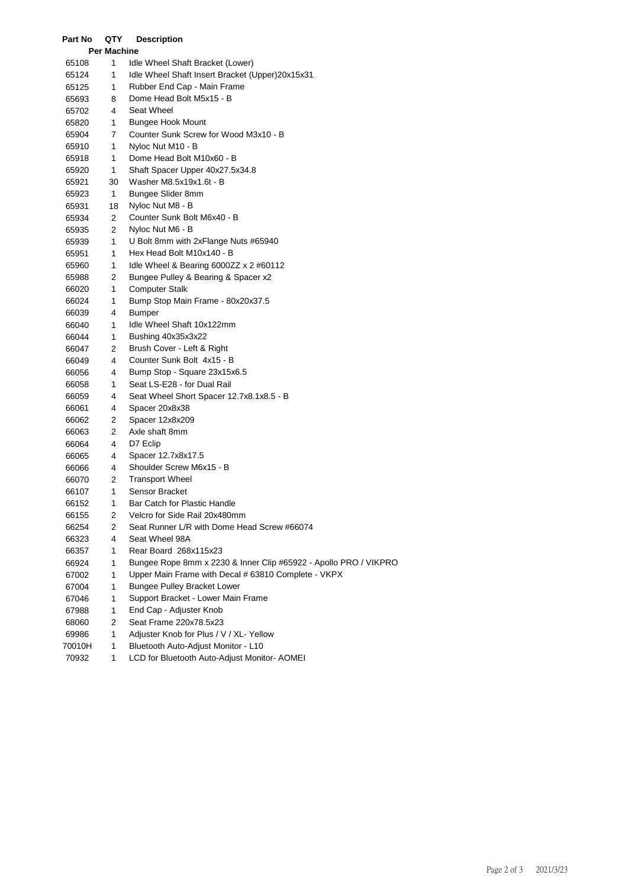| Part No | QTY Per Machine | Description |
|---|---|---|
| 65108 | 1 | Idle Wheel Shaft Bracket (Lower) |
| 65124 | 1 | Idle Wheel Shaft Insert Bracket (Upper)20x15x31 |
| 65125 | 1 | Rubber End Cap - Main Frame |
| 65693 | 8 | Dome Head Bolt M5x15 - B |
| 65702 | 4 | Seat Wheel |
| 65820 | 1 | Bungee Hook Mount |
| 65904 | 7 | Counter Sunk Screw for Wood M3x10 - B |
| 65910 | 1 | Nyloc Nut M10 - B |
| 65918 | 1 | Dome Head Bolt M10x60 - B |
| 65920 | 1 | Shaft Spacer Upper 40x27.5x34.8 |
| 65921 | 30 | Washer M8.5x19x1.6t - B |
| 65923 | 1 | Bungee Slider 8mm |
| 65931 | 18 | Nyloc Nut M8 - B |
| 65934 | 2 | Counter Sunk Bolt M6x40 - B |
| 65935 | 2 | Nyloc Nut M6 - B |
| 65939 | 1 | U Bolt 8mm with 2xFlange Nuts #65940 |
| 65951 | 1 | Hex Head Bolt M10x140 - B |
| 65960 | 1 | Idle Wheel & Bearing 6000ZZ x 2 #60112 |
| 65988 | 2 | Bungee Pulley & Bearing & Spacer x2 |
| 66020 | 1 | Computer Stalk |
| 66024 | 1 | Bump Stop Main Frame - 80x20x37.5 |
| 66039 | 4 | Bumper |
| 66040 | 1 | Idle Wheel Shaft 10x122mm |
| 66044 | 1 | Bushing 40x35x3x22 |
| 66047 | 2 | Brush Cover - Left & Right |
| 66049 | 4 | Counter Sunk Bolt 4x15 - B |
| 66056 | 4 | Bump Stop - Square 23x15x6.5 |
| 66058 | 1 | Seat LS-E28 - for Dual Rail |
| 66059 | 4 | Seat Wheel Short Spacer 12.7x8.1x8.5 - B |
| 66061 | 4 | Spacer 20x8x38 |
| 66062 | 2 | Spacer 12x8x209 |
| 66063 | 2 | Axle shaft 8mm |
| 66064 | 4 | D7 Eclip |
| 66065 | 4 | Spacer 12.7x8x17.5 |
| 66066 | 4 | Shoulder Screw M6x15 - B |
| 66070 | 2 | Transport Wheel |
| 66107 | 1 | Sensor Bracket |
| 66152 | 1 | Bar Catch for Plastic Handle |
| 66155 | 2 | Velcro for Side Rail 20x480mm |
| 66254 | 2 | Seat Runner L/R with Dome Head Screw #66074 |
| 66323 | 4 | Seat Wheel 98A |
| 66357 | 1 | Rear Board 268x115x23 |
| 66924 | 1 | Bungee Rope 8mm x 2230 & Inner Clip #65922 - Apollo PRO / VIKPRO |
| 67002 | 1 | Upper Main Frame with Decal # 63810 Complete - VKPX |
| 67004 | 1 | Bungee Pulley Bracket Lower |
| 67046 | 1 | Support Bracket - Lower Main Frame |
| 67988 | 1 | End Cap - Adjuster Knob |
| 68060 | 2 | Seat Frame 220x78.5x23 |
| 69986 | 1 | Adjuster Knob for Plus / V / XL- Yellow |
| 70010H | 1 | Bluetooth Auto-Adjust Monitor - L10 |
| 70932 | 1 | LCD for Bluetooth Auto-Adjust Monitor- AOMEI |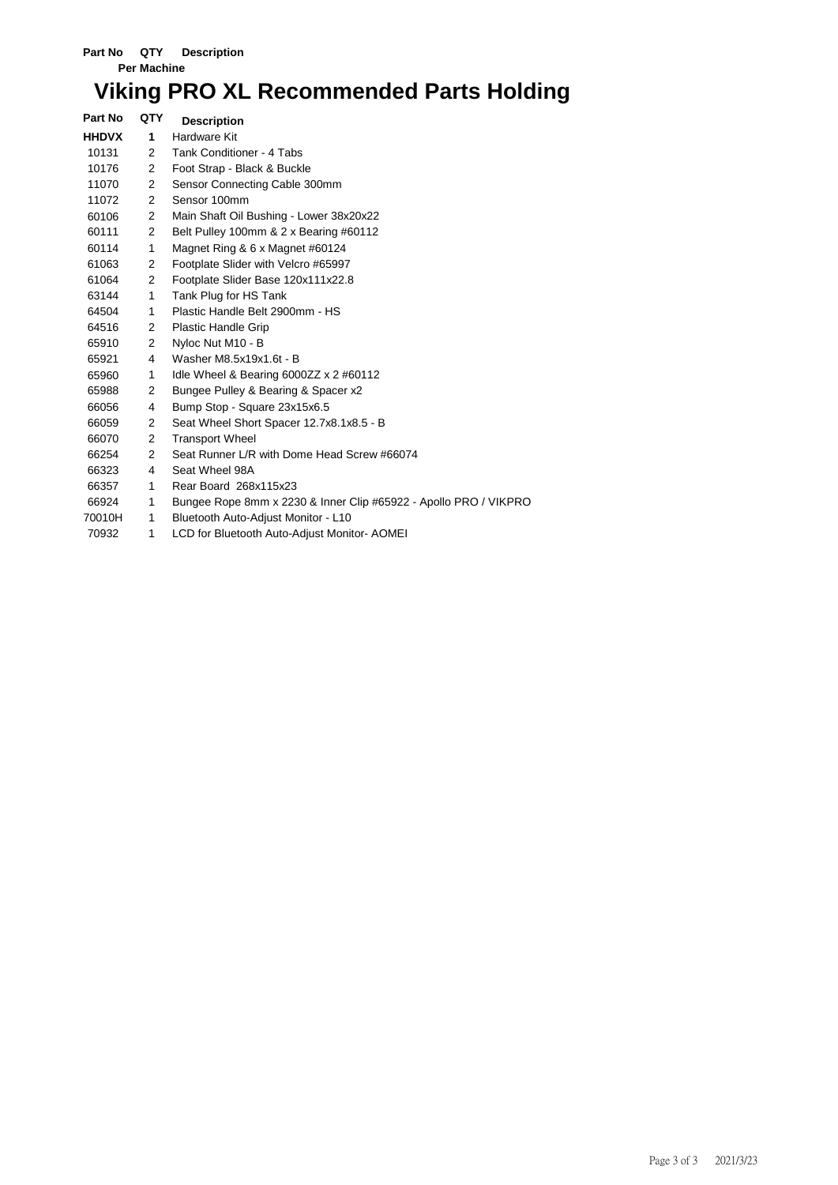**Part No** **QTY** **Description**
**Per Machine**

# Viking PRO XL Recommended Parts Holding

| Part No | QTY | Description |
|---|---|---|
| **HHDVX** | **1** | Hardware Kit |
| 10131 | 2 | Tank Conditioner - 4 Tabs |
| 10176 | 2 | Foot Strap - Black & Buckle |
| 11070 | 2 | Sensor Connecting Cable 300mm |
| 11072 | 2 | Sensor 100mm |
| 60106 | 2 | Main Shaft Oil Bushing - Lower 38x20x22 |
| 60111 | 2 | Belt Pulley 100mm & 2 x Bearing #60112 |
| 60114 | 1 | Magnet Ring & 6 x Magnet #60124 |
| 61063 | 2 | Footplate Slider with Velcro #65997 |
| 61064 | 2 | Footplate Slider Base 120x111x22.8 |
| 63144 | 1 | Tank Plug for HS Tank |
| 64504 | 1 | Plastic Handle Belt 2900mm - HS |
| 64516 | 2 | Plastic Handle Grip |
| 65910 | 2 | Nyloc Nut M10 - B |
| 65921 | 4 | Washer M8.5x19x1.6t - B |
| 65960 | 1 | Idle Wheel & Bearing 6000ZZ x 2 #60112 |
| 65988 | 2 | Bungee Pulley & Bearing & Spacer x2 |
| 66056 | 4 | Bump Stop - Square 23x15x6.5 |
| 66059 | 2 | Seat Wheel Short Spacer 12.7x8.1x8.5 - B |
| 66070 | 2 | Transport Wheel |
| 66254 | 2 | Seat Runner L/R with Dome Head Screw #66074 |
| 66323 | 4 | Seat Wheel 98A |
| 66357 | 1 | Rear Board 268x115x23 |
| 66924 | 1 | Bungee Rope 8mm x 2230 & Inner Clip #65922 - Apollo PRO / VIKPRO |
| 70010H | 1 | Bluetooth Auto-Adjust Monitor - L10 |
| 70932 | 1 | LCD for Bluetooth Auto-Adjust Monitor- AOMEI |

2021/3/23